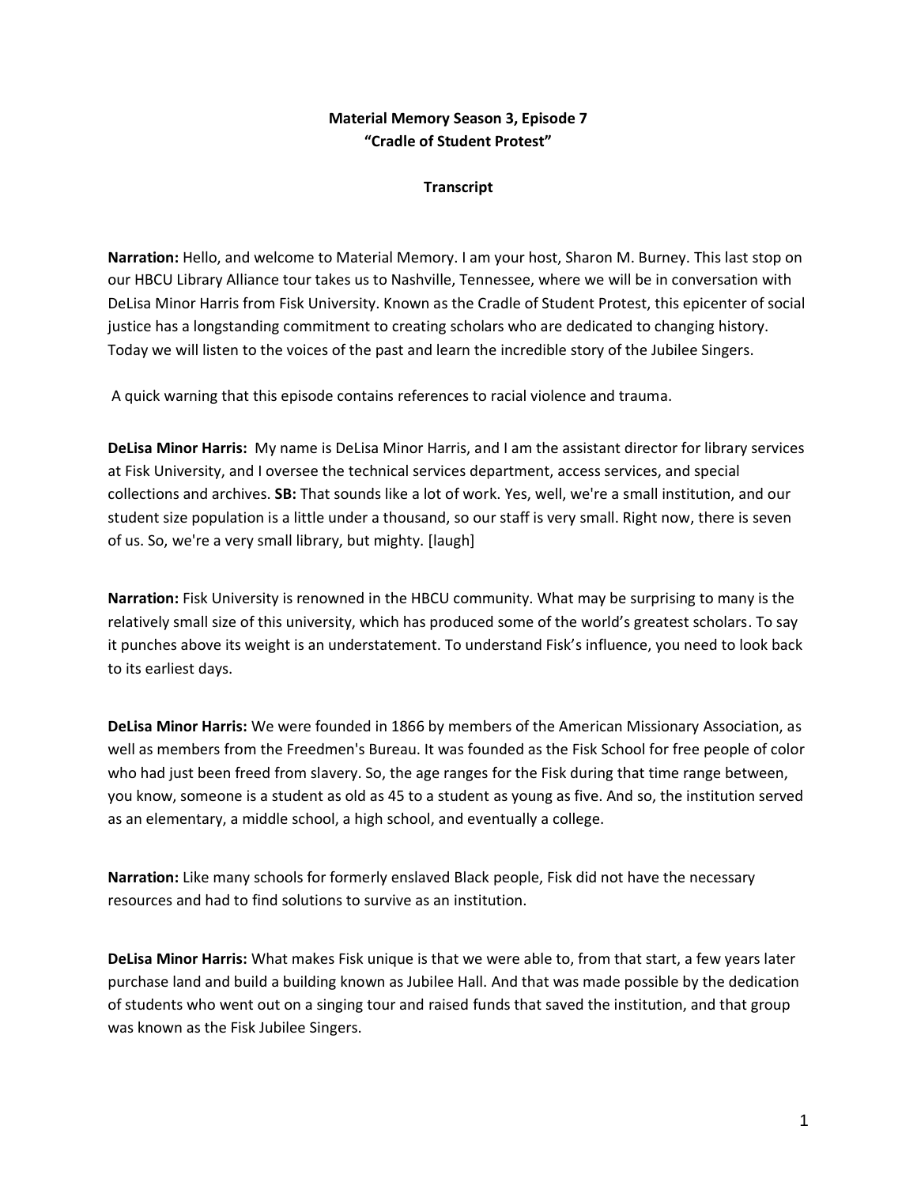**Material Memory Season 3, Episode 7**
**"Cradle of Student Protest"**

**Transcript**

**Narration:** Hello, and welcome to Material Memory. I am your host, Sharon M. Burney. This last stop on our HBCU Library Alliance tour takes us to Nashville, Tennessee, where we will be in conversation with DeLisa Minor Harris from Fisk University. Known as the Cradle of Student Protest, this epicenter of social justice has a longstanding commitment to creating scholars who are dedicated to changing history. Today we will listen to the voices of the past and learn the incredible story of the Jubilee Singers.

A quick warning that this episode contains references to racial violence and trauma.

**DeLisa Minor Harris:** My name is DeLisa Minor Harris, and I am the assistant director for library services at Fisk University, and I oversee the technical services department, access services, and special collections and archives. **SB:** That sounds like a lot of work. Yes, well, we're a small institution, and our student size population is a little under a thousand, so our staff is very small. Right now, there is seven of us. So, we're a very small library, but mighty. [laugh]

**Narration:** Fisk University is renowned in the HBCU community. What may be surprising to many is the relatively small size of this university, which has produced some of the world's greatest scholars. To say it punches above its weight is an understatement. To understand Fisk's influence, you need to look back to its earliest days.

**DeLisa Minor Harris:** We were founded in 1866 by members of the American Missionary Association, as well as members from the Freedmen's Bureau. It was founded as the Fisk School for free people of color who had just been freed from slavery. So, the age ranges for the Fisk during that time range between, you know, someone is a student as old as 45 to a student as young as five. And so, the institution served as an elementary, a middle school, a high school, and eventually a college.

**Narration:** Like many schools for formerly enslaved Black people, Fisk did not have the necessary resources and had to find solutions to survive as an institution.

**DeLisa Minor Harris:** What makes Fisk unique is that we were able to, from that start, a few years later purchase land and build a building known as Jubilee Hall. And that was made possible by the dedication of students who went out on a singing tour and raised funds that saved the institution, and that group was known as the Fisk Jubilee Singers.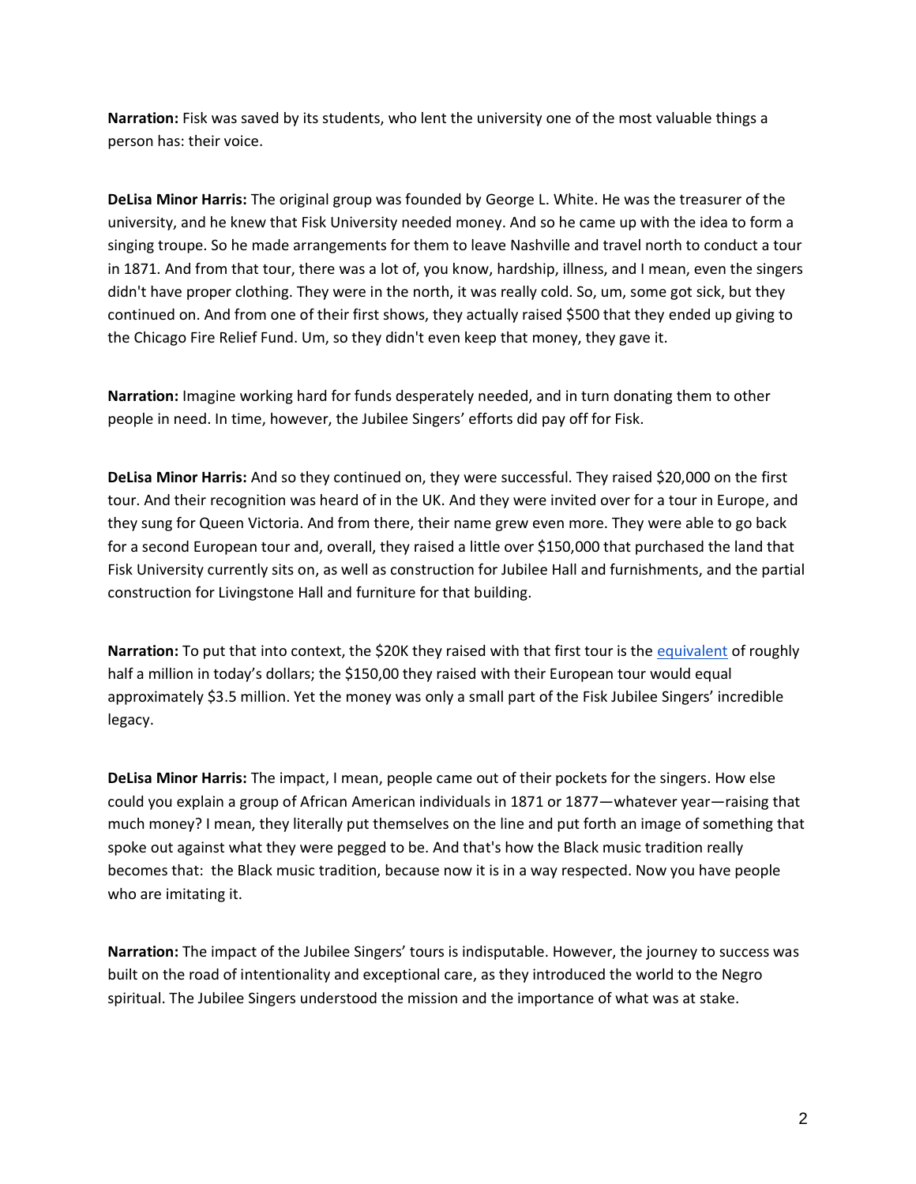**Narration:** Fisk was saved by its students, who lent the university one of the most valuable things a person has: their voice.

**DeLisa Minor Harris:** The original group was founded by George L. White. He was the treasurer of the university, and he knew that Fisk University needed money. And so he came up with the idea to form a singing troupe. So he made arrangements for them to leave Nashville and travel north to conduct a tour in 1871. And from that tour, there was a lot of, you know, hardship, illness, and I mean, even the singers didn't have proper clothing. They were in the north, it was really cold. So, um, some got sick, but they continued on. And from one of their first shows, they actually raised $500 that they ended up giving to the Chicago Fire Relief Fund. Um, so they didn't even keep that money, they gave it.

**Narration:** Imagine working hard for funds desperately needed, and in turn donating them to other people in need. In time, however, the Jubilee Singers' efforts did pay off for Fisk.

**DeLisa Minor Harris:** And so they continued on, they were successful. They raised $20,000 on the first tour. And their recognition was heard of in the UK. And they were invited over for a tour in Europe, and they sung for Queen Victoria. And from there, their name grew even more. They were able to go back for a second European tour and, overall, they raised a little over $150,000 that purchased the land that Fisk University currently sits on, as well as construction for Jubilee Hall and furnishments, and the partial construction for Livingstone Hall and furniture for that building.

**Narration:** To put that into context, the $20K they raised with that first tour is the equivalent of roughly half a million in today's dollars; the $150,00 they raised with their European tour would equal approximately $3.5 million. Yet the money was only a small part of the Fisk Jubilee Singers' incredible legacy.

**DeLisa Minor Harris:** The impact, I mean, people came out of their pockets for the singers. How else could you explain a group of African American individuals in 1871 or 1877—whatever year—raising that much money? I mean, they literally put themselves on the line and put forth an image of something that spoke out against what they were pegged to be. And that's how the Black music tradition really becomes that: the Black music tradition, because now it is in a way respected. Now you have people who are imitating it.

**Narration:** The impact of the Jubilee Singers' tours is indisputable. However, the journey to success was built on the road of intentionality and exceptional care, as they introduced the world to the Negro spiritual. The Jubilee Singers understood the mission and the importance of what was at stake.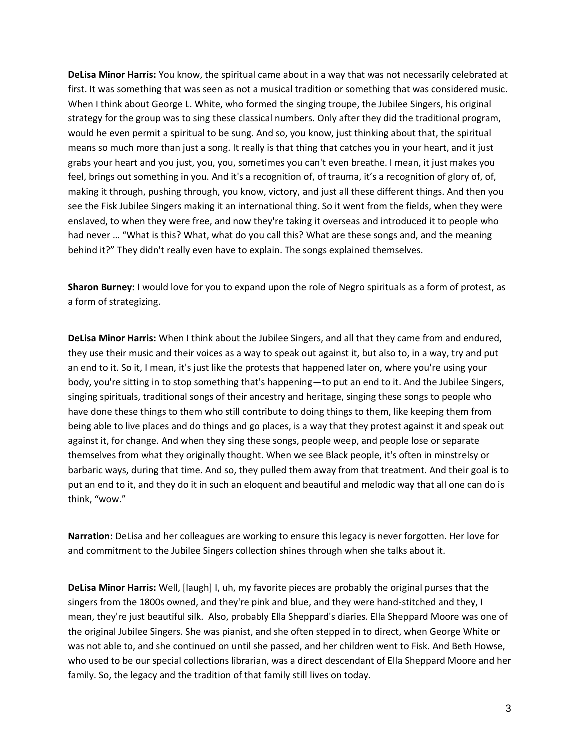**DeLisa Minor Harris:** You know, the spiritual came about in a way that was not necessarily celebrated at first. It was something that was seen as not a musical tradition or something that was considered music. When I think about George L. White, who formed the singing troupe, the Jubilee Singers, his original strategy for the group was to sing these classical numbers. Only after they did the traditional program, would he even permit a spiritual to be sung. And so, you know, just thinking about that, the spiritual means so much more than just a song. It really is that thing that catches you in your heart, and it just grabs your heart and you just, you, you, sometimes you can't even breathe. I mean, it just makes you feel, brings out something in you. And it's a recognition of, of trauma, it's a recognition of glory of, of, making it through, pushing through, you know, victory, and just all these different things. And then you see the Fisk Jubilee Singers making it an international thing. So it went from the fields, when they were enslaved, to when they were free, and now they're taking it overseas and introduced it to people who had never … "What is this? What, what do you call this? What are these songs and, and the meaning behind it?" They didn't really even have to explain. The songs explained themselves.

**Sharon Burney:** I would love for you to expand upon the role of Negro spirituals as a form of protest, as a form of strategizing.

**DeLisa Minor Harris:** When I think about the Jubilee Singers, and all that they came from and endured, they use their music and their voices as a way to speak out against it, but also to, in a way, try and put an end to it. So it, I mean, it's just like the protests that happened later on, where you're using your body, you're sitting in to stop something that's happening—to put an end to it. And the Jubilee Singers, singing spirituals, traditional songs of their ancestry and heritage, singing these songs to people who have done these things to them who still contribute to doing things to them, like keeping them from being able to live places and do things and go places, is a way that they protest against it and speak out against it, for change. And when they sing these songs, people weep, and people lose or separate themselves from what they originally thought. When we see Black people, it's often in minstrelsy or barbaric ways, during that time. And so, they pulled them away from that treatment. And their goal is to put an end to it, and they do it in such an eloquent and beautiful and melodic way that all one can do is think, "wow."

**Narration:** DeLisa and her colleagues are working to ensure this legacy is never forgotten. Her love for and commitment to the Jubilee Singers collection shines through when she talks about it.

**DeLisa Minor Harris:** Well, [laugh] I, uh, my favorite pieces are probably the original purses that the singers from the 1800s owned, and they're pink and blue, and they were hand-stitched and they, I mean, they're just beautiful silk. Also, probably Ella Sheppard's diaries. Ella Sheppard Moore was one of the original Jubilee Singers. She was pianist, and she often stepped in to direct, when George White or was not able to, and she continued on until she passed, and her children went to Fisk. And Beth Howse, who used to be our special collections librarian, was a direct descendant of Ella Sheppard Moore and her family. So, the legacy and the tradition of that family still lives on today.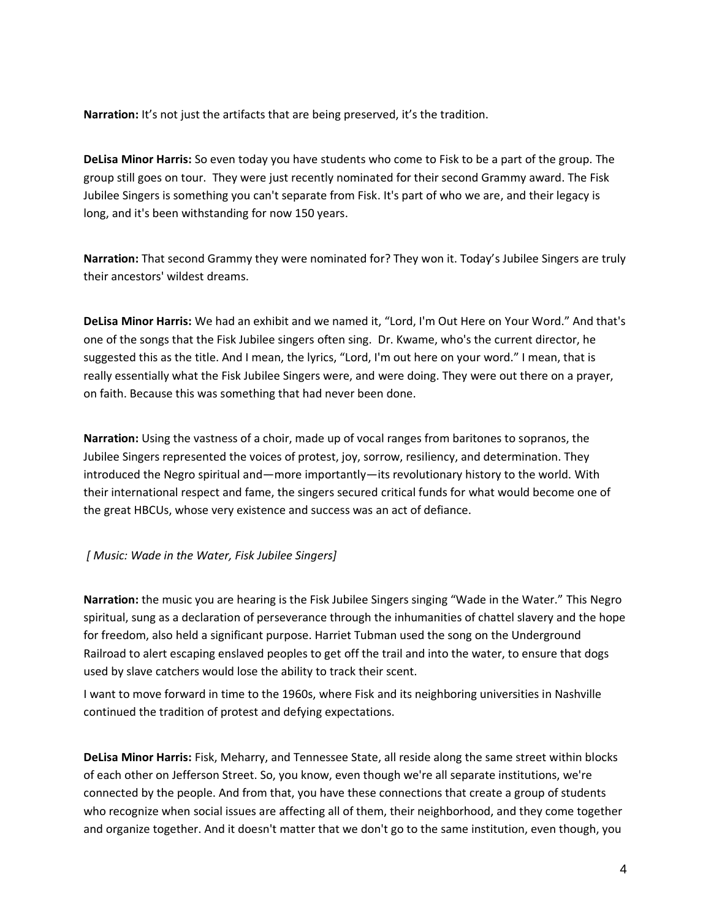**Narration:** It's not just the artifacts that are being preserved, it's the tradition.

**DeLisa Minor Harris:** So even today you have students who come to Fisk to be a part of the group. The group still goes on tour. They were just recently nominated for their second Grammy award. The Fisk Jubilee Singers is something you can't separate from Fisk. It's part of who we are, and their legacy is long, and it's been withstanding for now 150 years.

**Narration:** That second Grammy they were nominated for? They won it. Today's Jubilee Singers are truly their ancestors' wildest dreams.

**DeLisa Minor Harris:** We had an exhibit and we named it, "Lord, I'm Out Here on Your Word." And that's one of the songs that the Fisk Jubilee singers often sing. Dr. Kwame, who's the current director, he suggested this as the title. And I mean, the lyrics, "Lord, I'm out here on your word." I mean, that is really essentially what the Fisk Jubilee Singers were, and were doing. They were out there on a prayer, on faith. Because this was something that had never been done.

**Narration:** Using the vastness of a choir, made up of vocal ranges from baritones to sopranos, the Jubilee Singers represented the voices of protest, joy, sorrow, resiliency, and determination. They introduced the Negro spiritual and—more importantly—its revolutionary history to the world. With their international respect and fame, the singers secured critical funds for what would become one of the great HBCUs, whose very existence and success was an act of defiance.

*[ Music: Wade in the Water, Fisk Jubilee Singers]*

**Narration:** the music you are hearing is the Fisk Jubilee Singers singing "Wade in the Water." This Negro spiritual, sung as a declaration of perseverance through the inhumanities of chattel slavery and the hope for freedom, also held a significant purpose. Harriet Tubman used the song on the Underground Railroad to alert escaping enslaved peoples to get off the trail and into the water, to ensure that dogs used by slave catchers would lose the ability to track their scent.

I want to move forward in time to the 1960s, where Fisk and its neighboring universities in Nashville continued the tradition of protest and defying expectations.

**DeLisa Minor Harris:** Fisk, Meharry, and Tennessee State, all reside along the same street within blocks of each other on Jefferson Street. So, you know, even though we're all separate institutions, we're connected by the people. And from that, you have these connections that create a group of students who recognize when social issues are affecting all of them, their neighborhood, and they come together and organize together. And it doesn't matter that we don't go to the same institution, even though, you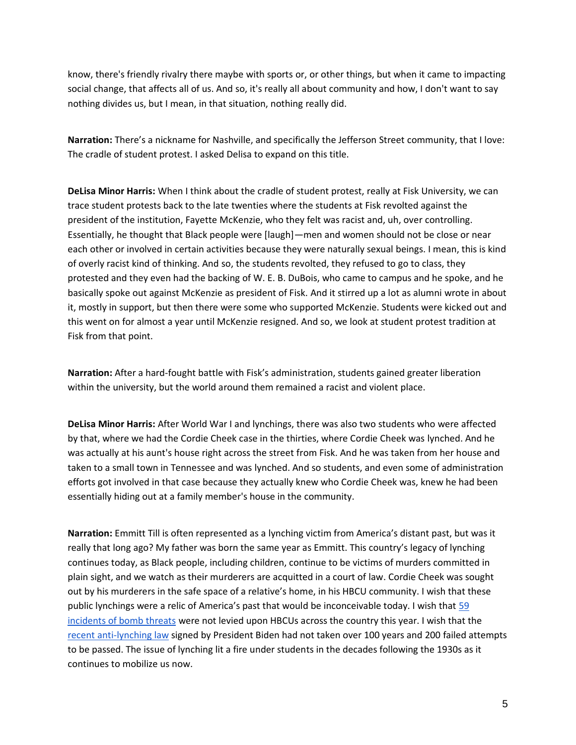know, there's friendly rivalry there maybe with sports or, or other things, but when it came to impacting social change, that affects all of us. And so, it's really all about community and how, I don't want to say nothing divides us, but I mean, in that situation, nothing really did.

**Narration:** There's a nickname for Nashville, and specifically the Jefferson Street community, that I love: The cradle of student protest. I asked Delisa to expand on this title.

**DeLisa Minor Harris:** When I think about the cradle of student protest, really at Fisk University, we can trace student protests back to the late twenties where the students at Fisk revolted against the president of the institution, Fayette McKenzie, who they felt was racist and, uh, over controlling. Essentially, he thought that Black people were [laugh]—men and women should not be close or near each other or involved in certain activities because they were naturally sexual beings. I mean, this is kind of overly racist kind of thinking. And so, the students revolted, they refused to go to class, they protested and they even had the backing of W. E. B. DuBois, who came to campus and he spoke, and he basically spoke out against McKenzie as president of Fisk. And it stirred up a lot as alumni wrote in about it, mostly in support, but then there were some who supported McKenzie. Students were kicked out and this went on for almost a year until McKenzie resigned. And so, we look at student protest tradition at Fisk from that point.

**Narration:** After a hard-fought battle with Fisk's administration, students gained greater liberation within the university, but the world around them remained a racist and violent place.

**DeLisa Minor Harris:** After World War I and lynchings, there was also two students who were affected by that, where we had the Cordie Cheek case in the thirties, where Cordie Cheek was lynched. And he was actually at his aunt's house right across the street from Fisk. And he was taken from her house and taken to a small town in Tennessee and was lynched. And so students, and even some of administration efforts got involved in that case because they actually knew who Cordie Cheek was, knew he had been essentially hiding out at a family member's house in the community.

**Narration:** Emmitt Till is often represented as a lynching victim from America's distant past, but was it really that long ago? My father was born the same year as Emmitt. This country's legacy of lynching continues today, as Black people, including children, continue to be victims of murders committed in plain sight, and we watch as their murderers are acquitted in a court of law. Cordie Cheek was sought out by his murderers in the safe space of a relative's home, in his HBCU community. I wish that these public lynchings were a relic of America's past that would be inconceivable today. I wish that 59 incidents of bomb threats were not levied upon HBCUs across the country this year. I wish that the recent anti-lynching law signed by President Biden had not taken over 100 years and 200 failed attempts to be passed. The issue of lynching lit a fire under students in the decades following the 1930s as it continues to mobilize us now.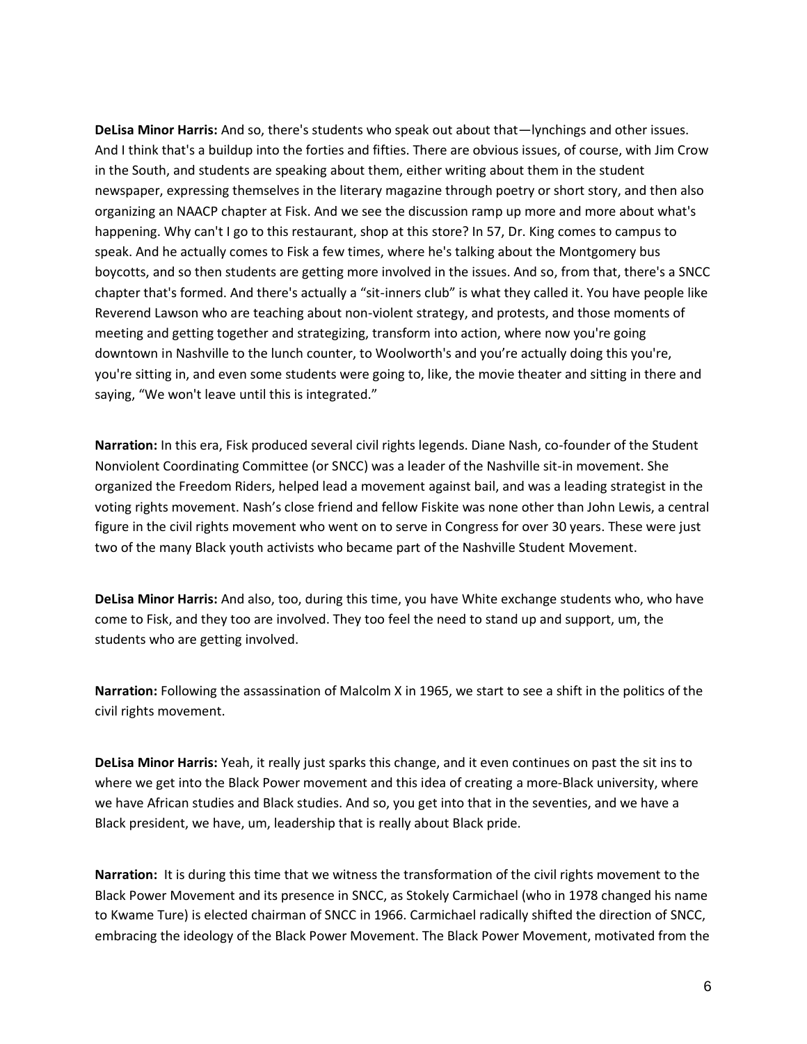**DeLisa Minor Harris:** And so, there's students who speak out about that—lynchings and other issues. And I think that's a buildup into the forties and fifties. There are obvious issues, of course, with Jim Crow in the South, and students are speaking about them, either writing about them in the student newspaper, expressing themselves in the literary magazine through poetry or short story, and then also organizing an NAACP chapter at Fisk. And we see the discussion ramp up more and more about what's happening. Why can't I go to this restaurant, shop at this store? In 57, Dr. King comes to campus to speak. And he actually comes to Fisk a few times, where he's talking about the Montgomery bus boycotts, and so then students are getting more involved in the issues. And so, from that, there's a SNCC chapter that's formed. And there's actually a "sit-inners club" is what they called it. You have people like Reverend Lawson who are teaching about non-violent strategy, and protests, and those moments of meeting and getting together and strategizing, transform into action, where now you're going downtown in Nashville to the lunch counter, to Woolworth's and you're actually doing this you're, you're sitting in, and even some students were going to, like, the movie theater and sitting in there and saying, "We won't leave until this is integrated."

**Narration:** In this era, Fisk produced several civil rights legends. Diane Nash, co-founder of the Student Nonviolent Coordinating Committee (or SNCC) was a leader of the Nashville sit-in movement. She organized the Freedom Riders, helped lead a movement against bail, and was a leading strategist in the voting rights movement. Nash's close friend and fellow Fiskite was none other than John Lewis, a central figure in the civil rights movement who went on to serve in Congress for over 30 years. These were just two of the many Black youth activists who became part of the Nashville Student Movement.

**DeLisa Minor Harris:** And also, too, during this time, you have White exchange students who, who have come to Fisk, and they too are involved. They too feel the need to stand up and support, um, the students who are getting involved.

**Narration:** Following the assassination of Malcolm X in 1965, we start to see a shift in the politics of the civil rights movement.

**DeLisa Minor Harris:** Yeah, it really just sparks this change, and it even continues on past the sit ins to where we get into the Black Power movement and this idea of creating a more-Black university, where we have African studies and Black studies. And so, you get into that in the seventies, and we have a Black president, we have, um, leadership that is really about Black pride.

**Narration:** It is during this time that we witness the transformation of the civil rights movement to the Black Power Movement and its presence in SNCC, as Stokely Carmichael (who in 1978 changed his name to Kwame Ture) is elected chairman of SNCC in 1966. Carmichael radically shifted the direction of SNCC, embracing the ideology of the Black Power Movement. The Black Power Movement, motivated from the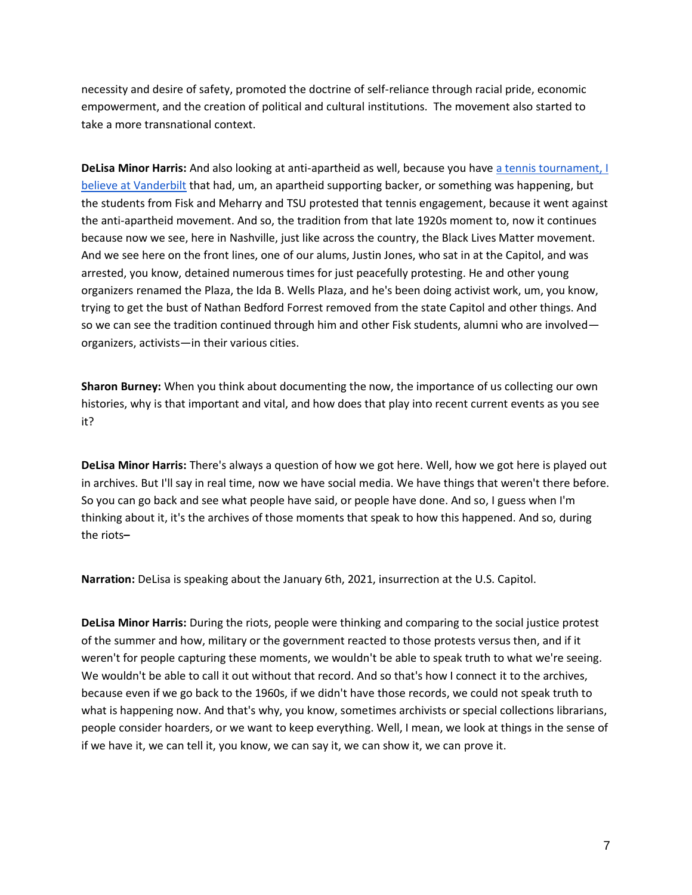necessity and desire of safety, promoted the doctrine of self-reliance through racial pride, economic empowerment, and the creation of political and cultural institutions. The movement also started to take a more transnational context.

**DeLisa Minor Harris:** And also looking at anti-apartheid as well, because you have a tennis tournament, I believe at Vanderbilt that had, um, an apartheid supporting backer, or something was happening, but the students from Fisk and Meharry and TSU protested that tennis engagement, because it went against the anti-apartheid movement. And so, the tradition from that late 1920s moment to, now it continues because now we see, here in Nashville, just like across the country, the Black Lives Matter movement. And we see here on the front lines, one of our alums, Justin Jones, who sat in at the Capitol, and was arrested, you know, detained numerous times for just peacefully protesting. He and other young organizers renamed the Plaza, the Ida B. Wells Plaza, and he's been doing activist work, um, you know, trying to get the bust of Nathan Bedford Forrest removed from the state Capitol and other things. And so we can see the tradition continued through him and other Fisk students, alumni who are involved—organizers, activists—in their various cities.

**Sharon Burney:** When you think about documenting the now, the importance of us collecting our own histories, why is that important and vital, and how does that play into recent current events as you see it?

**DeLisa Minor Harris:** There's always a question of how we got here. Well, how we got here is played out in archives. But I'll say in real time, now we have social media. We have things that weren't there before. So you can go back and see what people have said, or people have done. And so, I guess when I'm thinking about it, it's the archives of those moments that speak to how this happened. And so, during the riots–

**Narration:** DeLisa is speaking about the January 6th, 2021, insurrection at the U.S. Capitol.

**DeLisa Minor Harris:** During the riots, people were thinking and comparing to the social justice protest of the summer and how, military or the government reacted to those protests versus then, and if it weren't for people capturing these moments, we wouldn't be able to speak truth to what we're seeing. We wouldn't be able to call it out without that record. And so that's how I connect it to the archives, because even if we go back to the 1960s, if we didn't have those records, we could not speak truth to what is happening now. And that's why, you know, sometimes archivists or special collections librarians, people consider hoarders, or we want to keep everything. Well, I mean, we look at things in the sense of if we have it, we can tell it, you know, we can say it, we can show it, we can prove it.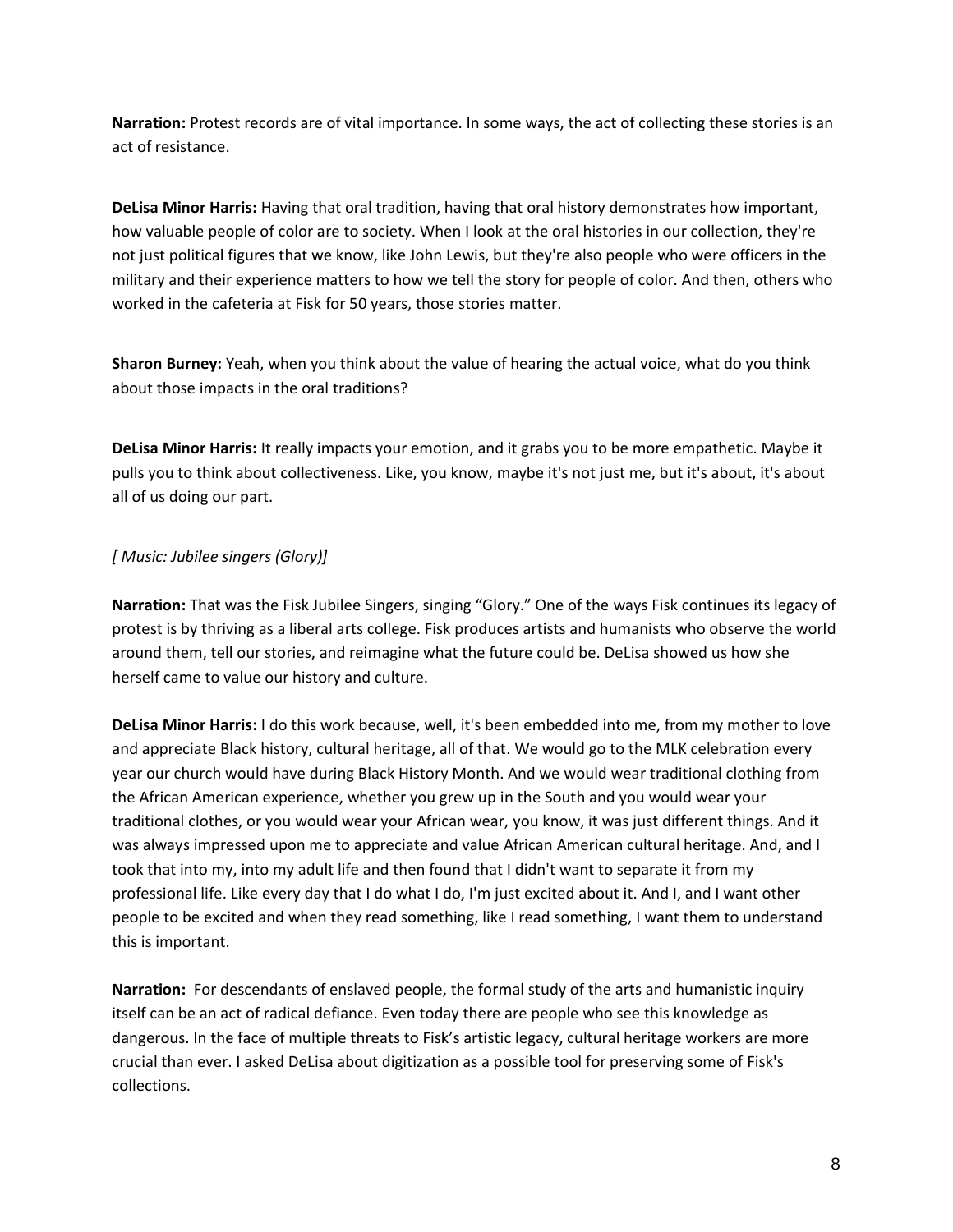**Narration:** Protest records are of vital importance. In some ways, the act of collecting these stories is an act of resistance.

**DeLisa Minor Harris:** Having that oral tradition, having that oral history demonstrates how important, how valuable people of color are to society. When I look at the oral histories in our collection, they're not just political figures that we know, like John Lewis, but they're also people who were officers in the military and their experience matters to how we tell the story for people of color. And then, others who worked in the cafeteria at Fisk for 50 years, those stories matter.

**Sharon Burney:** Yeah, when you think about the value of hearing the actual voice, what do you think about those impacts in the oral traditions?

**DeLisa Minor Harris:** It really impacts your emotion, and it grabs you to be more empathetic. Maybe it pulls you to think about collectiveness. Like, you know, maybe it's not just me, but it's about, it's about all of us doing our part.

*[ Music: Jubilee singers (Glory)]*

**Narration:** That was the Fisk Jubilee Singers, singing "Glory." One of the ways Fisk continues its legacy of protest is by thriving as a liberal arts college. Fisk produces artists and humanists who observe the world around them, tell our stories, and reimagine what the future could be. DeLisa showed us how she herself came to value our history and culture.

**DeLisa Minor Harris:** I do this work because, well, it's been embedded into me, from my mother to love and appreciate Black history, cultural heritage, all of that. We would go to the MLK celebration every year our church would have during Black History Month. And we would wear traditional clothing from the African American experience, whether you grew up in the South and you would wear your traditional clothes, or you would wear your African wear, you know, it was just different things. And it was always impressed upon me to appreciate and value African American cultural heritage. And, and I took that into my, into my adult life and then found that I didn't want to separate it from my professional life. Like every day that I do what I do, I'm just excited about it. And I, and I want other people to be excited and when they read something, like I read something, I want them to understand this is important.

**Narration:** For descendants of enslaved people, the formal study of the arts and humanistic inquiry itself can be an act of radical defiance. Even today there are people who see this knowledge as dangerous. In the face of multiple threats to Fisk's artistic legacy, cultural heritage workers are more crucial than ever. I asked DeLisa about digitization as a possible tool for preserving some of Fisk's collections.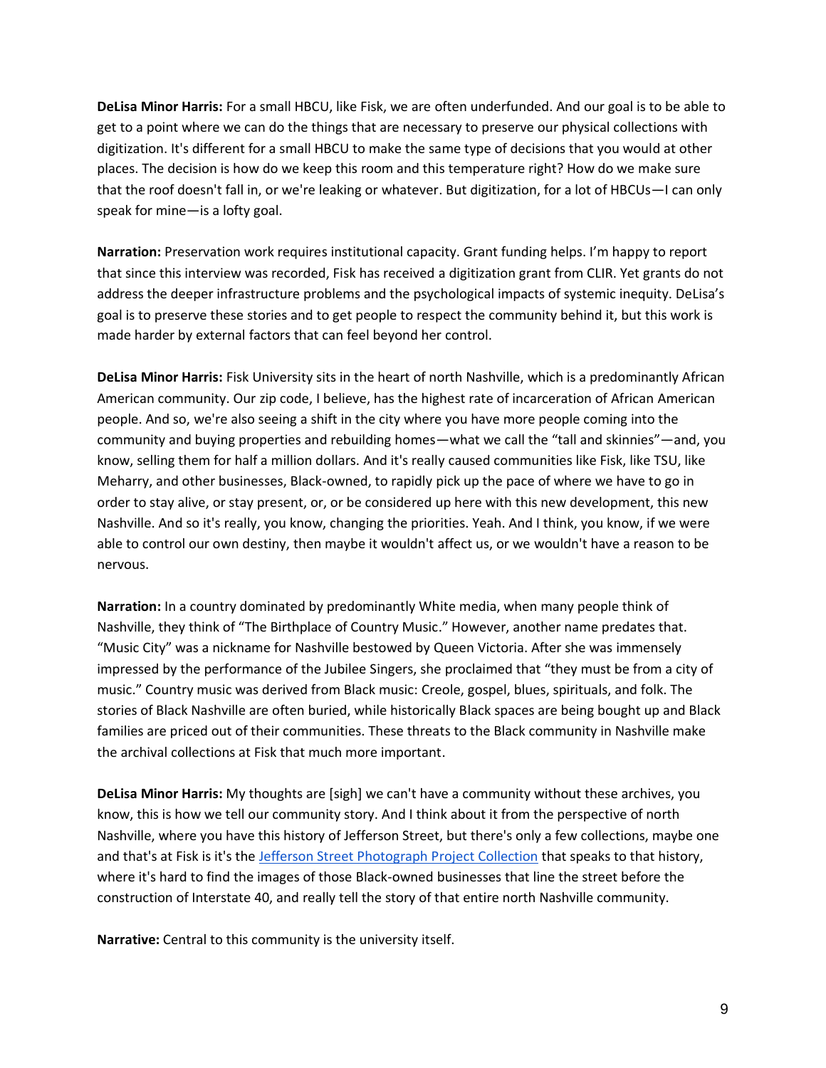**DeLisa Minor Harris:** For a small HBCU, like Fisk, we are often underfunded. And our goal is to be able to get to a point where we can do the things that are necessary to preserve our physical collections with digitization. It's different for a small HBCU to make the same type of decisions that you would at other places. The decision is how do we keep this room and this temperature right? How do we make sure that the roof doesn't fall in, or we're leaking or whatever. But digitization, for a lot of HBCUs—I can only speak for mine—is a lofty goal.

**Narration:** Preservation work requires institutional capacity. Grant funding helps. I'm happy to report that since this interview was recorded, Fisk has received a digitization grant from CLIR. Yet grants do not address the deeper infrastructure problems and the psychological impacts of systemic inequity. DeLisa's goal is to preserve these stories and to get people to respect the community behind it, but this work is made harder by external factors that can feel beyond her control.

**DeLisa Minor Harris:** Fisk University sits in the heart of north Nashville, which is a predominantly African American community. Our zip code, I believe, has the highest rate of incarceration of African American people. And so, we're also seeing a shift in the city where you have more people coming into the community and buying properties and rebuilding homes—what we call the "tall and skinnies"—and, you know, selling them for half a million dollars. And it's really caused communities like Fisk, like TSU, like Meharry, and other businesses, Black-owned, to rapidly pick up the pace of where we have to go in order to stay alive, or stay present, or, or be considered up here with this new development, this new Nashville. And so it's really, you know, changing the priorities. Yeah. And I think, you know, if we were able to control our own destiny, then maybe it wouldn't affect us, or we wouldn't have a reason to be nervous.

**Narration:** In a country dominated by predominantly White media, when many people think of Nashville, they think of "The Birthplace of Country Music." However, another name predates that. "Music City" was a nickname for Nashville bestowed by Queen Victoria. After she was immensely impressed by the performance of the Jubilee Singers, she proclaimed that "they must be from a city of music." Country music was derived from Black music: Creole, gospel, blues, spirituals, and folk. The stories of Black Nashville are often buried, while historically Black spaces are being bought up and Black families are priced out of their communities. These threats to the Black community in Nashville make the archival collections at Fisk that much more important.

**DeLisa Minor Harris:** My thoughts are [sigh] we can't have a community without these archives, you know, this is how we tell our community story. And I think about it from the perspective of north Nashville, where you have this history of Jefferson Street, but there's only a few collections, maybe one and that's at Fisk is it's the Jefferson Street Photograph Project Collection that speaks to that history, where it's hard to find the images of those Black-owned businesses that line the street before the construction of Interstate 40, and really tell the story of that entire north Nashville community.

**Narrative:** Central to this community is the university itself.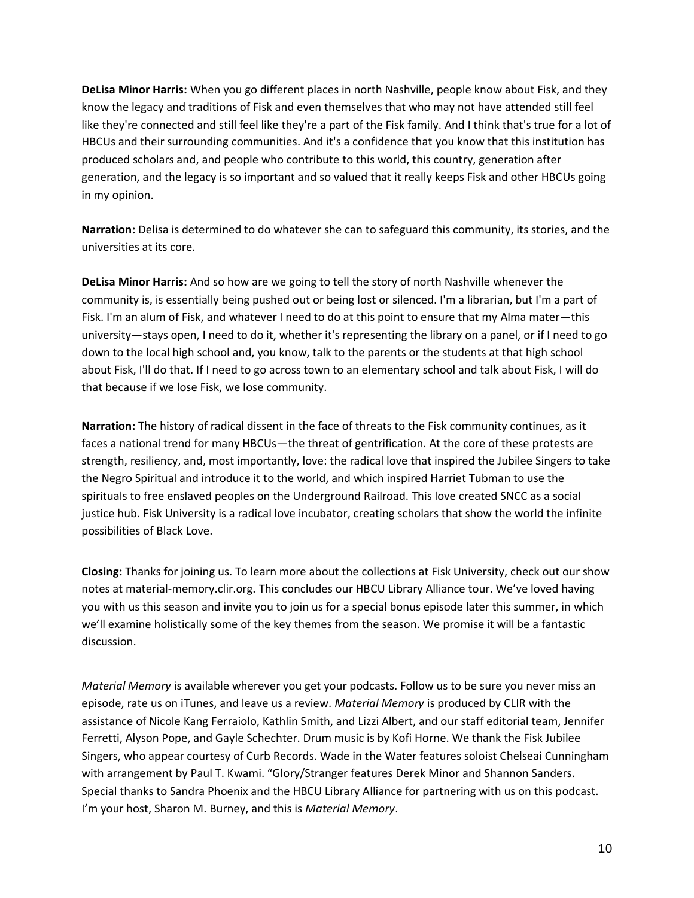**DeLisa Minor Harris:** When you go different places in north Nashville, people know about Fisk, and they know the legacy and traditions of Fisk and even themselves that who may not have attended still feel like they're connected and still feel like they're a part of the Fisk family. And I think that's true for a lot of HBCUs and their surrounding communities. And it's a confidence that you know that this institution has produced scholars and, and people who contribute to this world, this country, generation after generation, and the legacy is so important and so valued that it really keeps Fisk and other HBCUs going in my opinion.

**Narration:** Delisa is determined to do whatever she can to safeguard this community, its stories, and the universities at its core.

**DeLisa Minor Harris:** And so how are we going to tell the story of north Nashville whenever the community is, is essentially being pushed out or being lost or silenced. I'm a librarian, but I'm a part of Fisk. I'm an alum of Fisk, and whatever I need to do at this point to ensure that my Alma mater—this university—stays open, I need to do it, whether it's representing the library on a panel, or if I need to go down to the local high school and, you know, talk to the parents or the students at that high school about Fisk, I'll do that. If I need to go across town to an elementary school and talk about Fisk, I will do that because if we lose Fisk, we lose community.

**Narration:** The history of radical dissent in the face of threats to the Fisk community continues, as it faces a national trend for many HBCUs—the threat of gentrification. At the core of these protests are strength, resiliency, and, most importantly, love: the radical love that inspired the Jubilee Singers to take the Negro Spiritual and introduce it to the world, and which inspired Harriet Tubman to use the spirituals to free enslaved peoples on the Underground Railroad. This love created SNCC as a social justice hub. Fisk University is a radical love incubator, creating scholars that show the world the infinite possibilities of Black Love.

**Closing:** Thanks for joining us. To learn more about the collections at Fisk University, check out our show notes at material-memory.clir.org. This concludes our HBCU Library Alliance tour. We've loved having you with us this season and invite you to join us for a special bonus episode later this summer, in which we'll examine holistically some of the key themes from the season. We promise it will be a fantastic discussion.

*Material Memory* is available wherever you get your podcasts. Follow us to be sure you never miss an episode, rate us on iTunes, and leave us a review. *Material Memory* is produced by CLIR with the assistance of Nicole Kang Ferraiolo, Kathlin Smith, and Lizzi Albert, and our staff editorial team, Jennifer Ferretti, Alyson Pope, and Gayle Schechter. Drum music is by Kofi Horne. We thank the Fisk Jubilee Singers, who appear courtesy of Curb Records. Wade in the Water features soloist Chelseai Cunningham with arrangement by Paul T. Kwami. "Glory/Stranger features Derek Minor and Shannon Sanders. Special thanks to Sandra Phoenix and the HBCU Library Alliance for partnering with us on this podcast. I'm your host, Sharon M. Burney, and this is *Material Memory*.